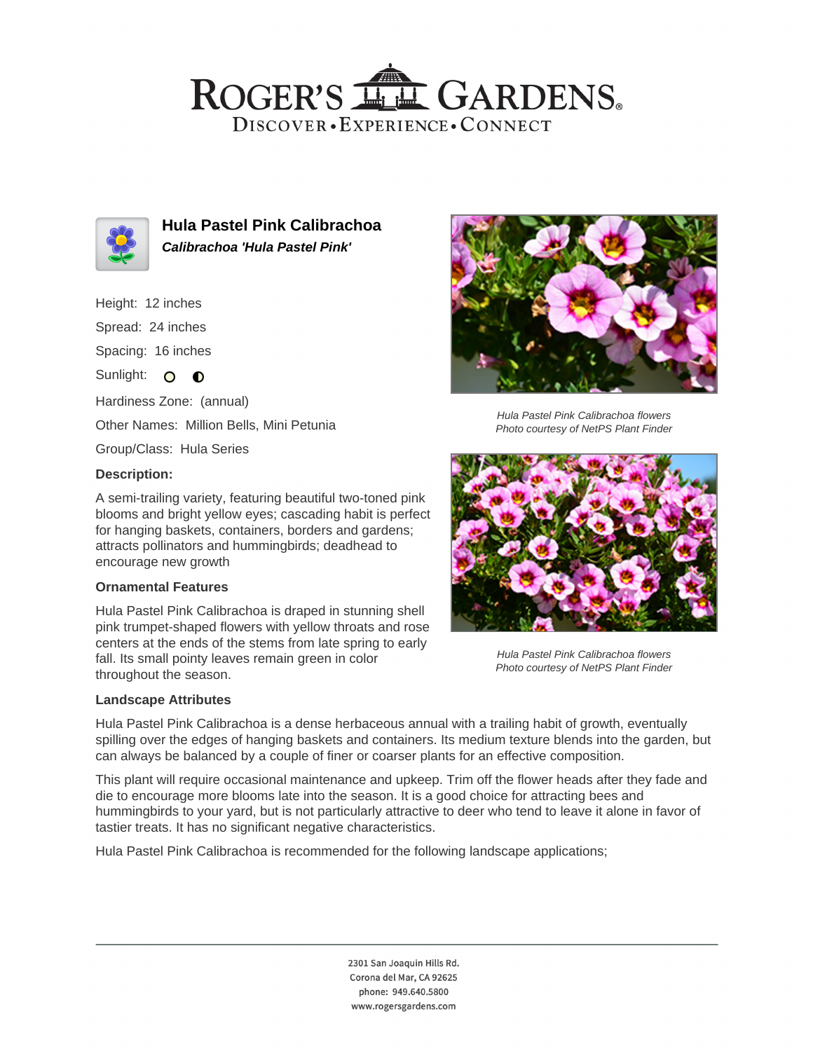# Hula Pastel Pink Calibrachoa

***Calibrachoa 'Hula Pastel Pink'***

Height: 12 inches

Spread: 24 inches

Spacing: 16 inches

Sunlight:

Hardiness Zone: (annual)

Other Names: Million Bells, Mini Petunia

Group/Class: Hula Series

### Description:

A semi-trailing variety, featuring beautiful two-toned pink blooms and bright yellow eyes; cascading habit is perfect for hanging baskets, containers, borders and gardens; attracts pollinators and hummingbirds; deadhead to encourage new growth

### Ornamental Features

Hula Pastel Pink Calibrachoa is draped in stunning shell pink trumpet-shaped flowers with yellow throats and rose centers at the ends of the stems from late spring to early fall. Its small pointy leaves remain green in color throughout the season.

*Hula Pastel Pink Calibrachoa flowers*
*Photo courtesy of NetPS Plant Finder*

*Hula Pastel Pink Calibrachoa flowers*
*Photo courtesy of NetPS Plant Finder*

### Landscape Attributes

Hula Pastel Pink Calibrachoa is a dense herbaceous annual with a trailing habit of growth, eventually spilling over the edges of hanging baskets and containers. Its medium texture blends into the garden, but can always be balanced by a couple of finer or coarser plants for an effective composition.

This plant will require occasional maintenance and upkeep. Trim off the flower heads after they fade and die to encourage more blooms late into the season. It is a good choice for attracting bees and hummingbirds to your yard, but is not particularly attractive to deer who tend to leave it alone in favor of tastier treats. It has no significant negative characteristics.

Hula Pastel Pink Calibrachoa is recommended for the following landscape applications;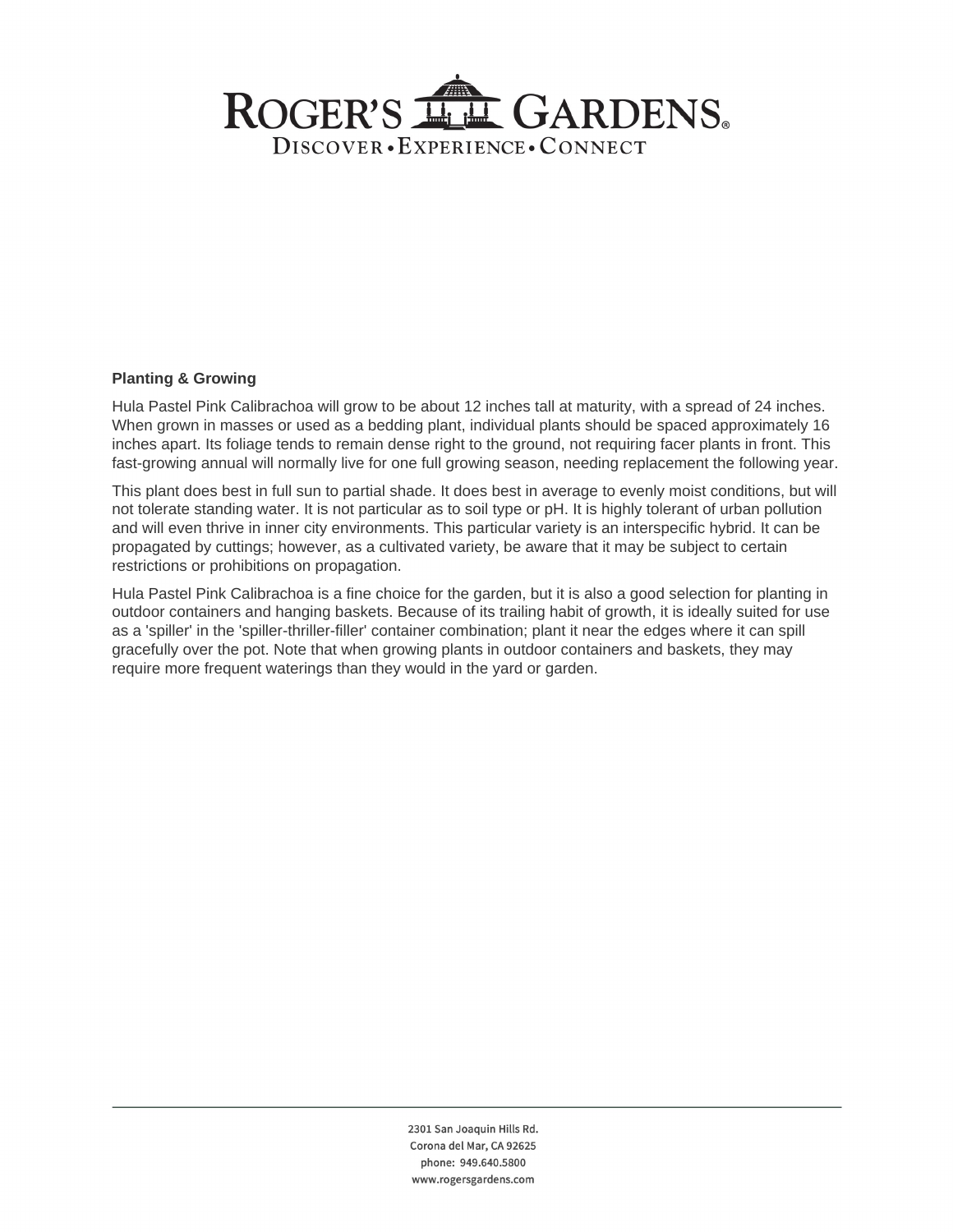**Planting & Growing**

Hula Pastel Pink Calibrachoa will grow to be about 12 inches tall at maturity, with a spread of 24 inches. When grown in masses or used as a bedding plant, individual plants should be spaced approximately 16 inches apart. Its foliage tends to remain dense right to the ground, not requiring facer plants in front. This fast-growing annual will normally live for one full growing season, needing replacement the following year.

This plant does best in full sun to partial shade. It does best in average to evenly moist conditions, but will not tolerate standing water. It is not particular as to soil type or pH. It is highly tolerant of urban pollution and will even thrive in inner city environments. This particular variety is an interspecific hybrid. It can be propagated by cuttings; however, as a cultivated variety, be aware that it may be subject to certain restrictions or prohibitions on propagation.

Hula Pastel Pink Calibrachoa is a fine choice for the garden, but it is also a good selection for planting in outdoor containers and hanging baskets. Because of its trailing habit of growth, it is ideally suited for use as a 'spiller' in the 'spiller-thriller-filler' container combination; plant it near the edges where it can spill gracefully over the pot. Note that when growing plants in outdoor containers and baskets, they may require more frequent waterings than they would in the yard or garden.